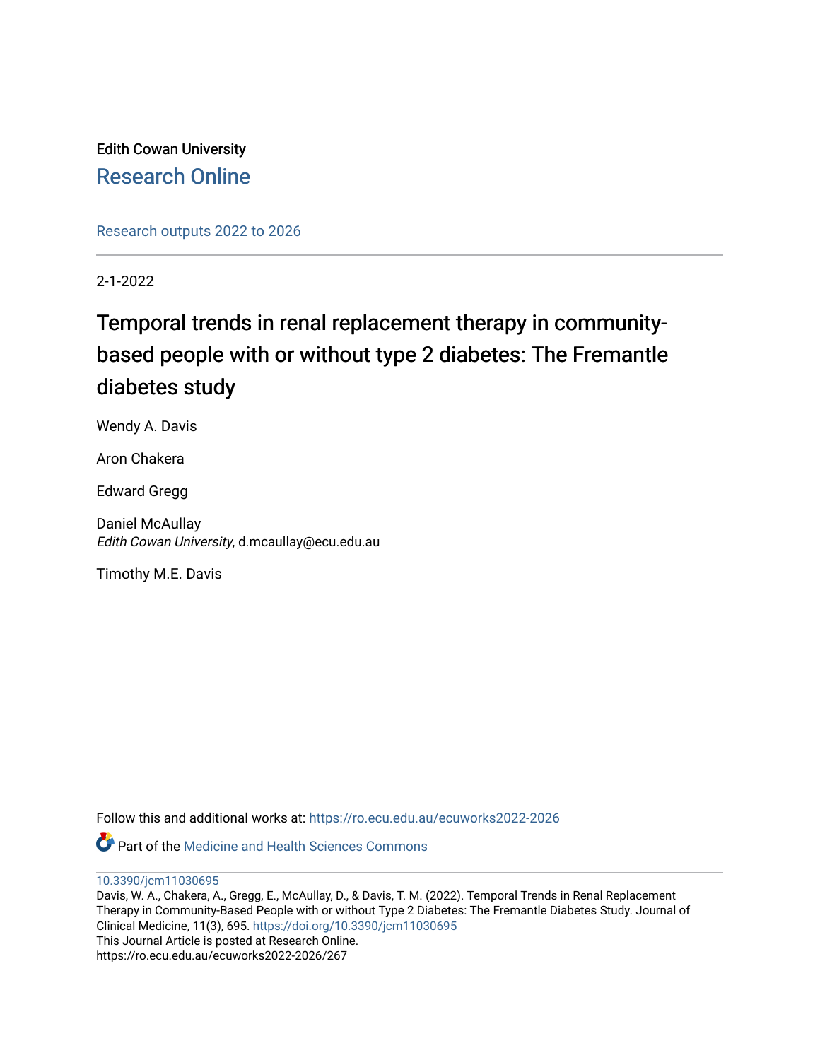Edith Cowan University

Research Online

Research outputs 2022 to 2026

2-1-2022

# Temporal trends in renal replacement therapy in community-based people with or without type 2 diabetes: The Fremantle diabetes study

Wendy A. Davis

Aron Chakera

Edward Gregg

Daniel McAullay
*Edith Cowan University*, d.mcaullay@ecu.edu.au

Timothy M.E. Davis

Follow this and additional works at: https://ro.ecu.edu.au/ecuworks2022-2026

Part of the Medicine and Health Sciences Commons

10.3390/jcm11030695
Davis, W. A., Chakera, A., Gregg, E., McAullay, D., & Davis, T. M. (2022). Temporal Trends in Renal Replacement Therapy in Community-Based People with or without Type 2 Diabetes: The Fremantle Diabetes Study. Journal of Clinical Medicine, 11(3), 695. https://doi.org/10.3390/jcm11030695
This Journal Article is posted at Research Online.
https://ro.ecu.edu.au/ecuworks2022-2026/267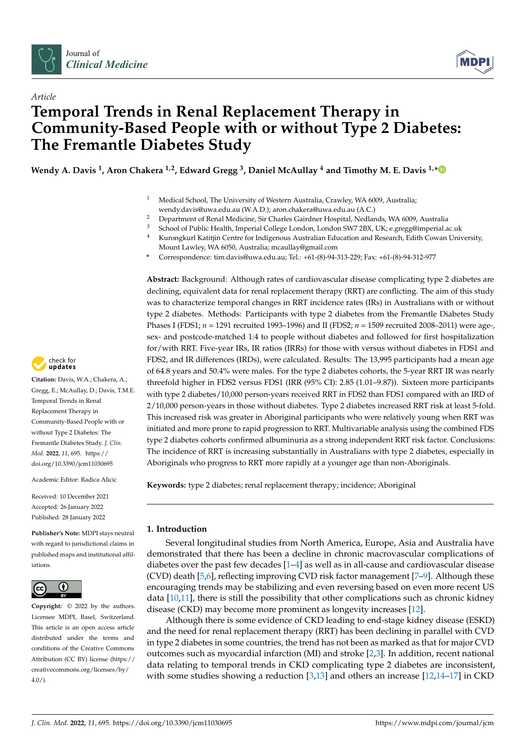Article

# Temporal Trends in Renal Replacement Therapy in Community-Based People with or without Type 2 Diabetes: The Fremantle Diabetes Study

**Wendy A. Davis [1], Aron Chakera [1,2], Edward Gregg [3], Daniel McAullay [4] and Timothy M. E. Davis [1,*]**

[1] Medical School, The University of Western Australia, Crawley, WA 6009, Australia; wendy.davis@uwa.edu.au (W.A.D.); aron.chakera@uwa.edu.au (A.C.)
[2] Department of Renal Medicine, Sir Charles Gairdner Hospital, Nedlands, WA 6009, Australia
[3] School of Public Health, Imperial College London, London SW7 2BX, UK; e.gregg@imperial.ac.uk
[4] Kurongkurl Katitjin Centre for Indigenous Australian Education and Research, Edith Cowan University, Mount Lawley, WA 6050, Australia; mcaullay@gmail.com
* Correspondence: tim.davis@uwa.edu.au; Tel.: +61-(8)-94-313-229; Fax: +61-(8)-94-312-977

**Citation:** Davis, W.A.; Chakera, A.; Gregg, E.; McAullay, D.; Davis, T.M.E. Temporal Trends in Renal Replacement Therapy in Community-Based People with or without Type 2 Diabetes: The Fremantle Diabetes Study. *J. Clin. Med.* **2022**, *11*, 695. https://doi.org/10.3390/jcm11030695

Academic Editor: Radica Alicic

Received: 10 December 2021
Accepted: 26 January 2022
Published: 28 January 2022

**Publisher's Note:** MDPI stays neutral with regard to jurisdictional claims in published maps and institutional affiliations.

**Copyright:** © 2022 by the authors. Licensee MDPI, Basel, Switzerland. This article is an open access article distributed under the terms and conditions of the Creative Commons Attribution (CC BY) license (https://creativecommons.org/licenses/by/4.0/).

**Abstract:** Background: Although rates of cardiovascular disease complicating type 2 diabetes are declining, equivalent data for renal replacement therapy (RRT) are conflicting. The aim of this study was to characterize temporal changes in RRT incidence rates (IRs) in Australians with or without type 2 diabetes. Methods: Participants with type 2 diabetes from the Fremantle Diabetes Study Phases I (FDS1; *n* = 1291 recruited 1993–1996) and II (FDS2; *n* = 1509 recruited 2008–2011) were age-, sex- and postcode-matched 1:4 to people without diabetes and followed for first hospitalization for/with RRT. Five-year IRs, IR ratios (IRRs) for those with versus without diabetes in FDS1 and FDS2, and IR differences (IRDs), were calculated. Results: The 13,995 participants had a mean age of 64.8 years and 50.4% were males. For the type 2 diabetes cohorts, the 5-year RRT IR was nearly threefold higher in FDS2 versus FDS1 (IRR (95% CI): 2.85 (1.01–9.87)). Sixteen more participants with type 2 diabetes/10,000 person-years received RRT in FDS2 than FDS1 compared with an IRD of 2/10,000 person-years in those without diabetes. Type 2 diabetes increased RRT risk at least 5-fold. This increased risk was greater in Aboriginal participants who were relatively young when RRT was initiated and more prone to rapid progression to RRT. Multivariable analysis using the combined FDS type 2 diabetes cohorts confirmed albuminuria as a strong independent RRT risk factor. Conclusions: The incidence of RRT is increasing substantially in Australians with type 2 diabetes, especially in Aboriginals who progress to RRT more rapidly at a younger age than non-Aboriginals.

**Keywords:** type 2 diabetes; renal replacement therapy; incidence; Aboriginal

## 1. Introduction

Several longitudinal studies from North America, Europe, Asia and Australia have demonstrated that there has been a decline in chronic macrovascular complications of diabetes over the past few decades [1–4] as well as in all-cause and cardiovascular disease (CVD) death [5,6], reflecting improving CVD risk factor management [7–9]. Although these encouraging trends may be stabilizing and even reversing based on even more recent US data [10,11], there is still the possibility that other complications such as chronic kidney disease (CKD) may become more prominent as longevity increases [12].

Although there is some evidence of CKD leading to end-stage kidney disease (ESKD) and the need for renal replacement therapy (RRT) has been declining in parallel with CVD in type 2 diabetes in some countries, the trend has not been as marked as that for major CVD outcomes such as myocardial infarction (MI) and stroke [2,3]. In addition, recent national data relating to temporal trends in CKD complicating type 2 diabetes are inconsistent, with some studies showing a reduction [3,13] and others an increase [12,14–17] in CKD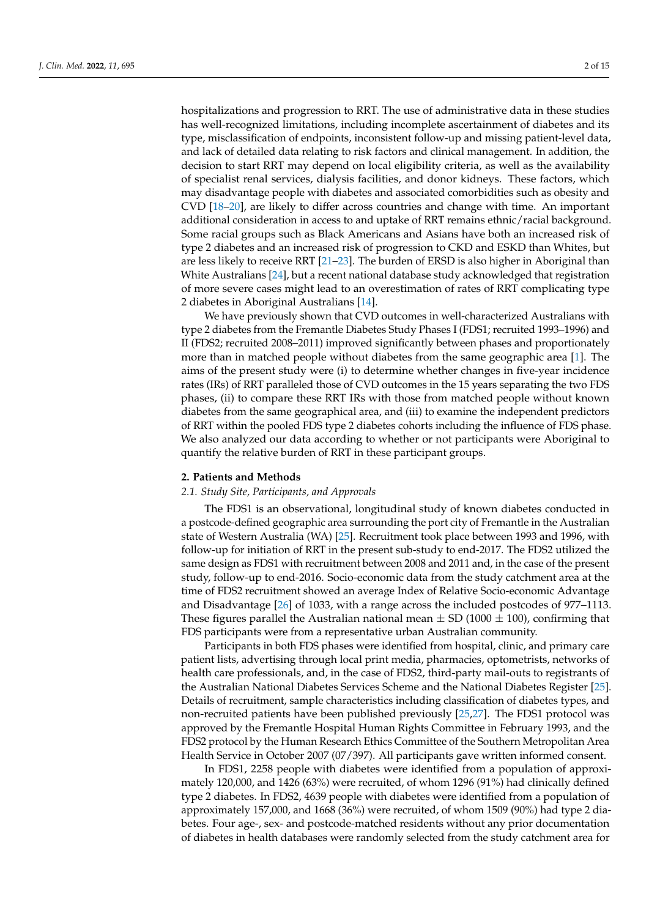hospitalizations and progression to RRT. The use of administrative data in these studies has well-recognized limitations, including incomplete ascertainment of diabetes and its type, misclassification of endpoints, inconsistent follow-up and missing patient-level data, and lack of detailed data relating to risk factors and clinical management. In addition, the decision to start RRT may depend on local eligibility criteria, as well as the availability of specialist renal services, dialysis facilities, and donor kidneys. These factors, which may disadvantage people with diabetes and associated comorbidities such as obesity and CVD [18–20], are likely to differ across countries and change with time. An important additional consideration in access to and uptake of RRT remains ethnic/racial background. Some racial groups such as Black Americans and Asians have both an increased risk of type 2 diabetes and an increased risk of progression to CKD and ESKD than Whites, but are less likely to receive RRT [21–23]. The burden of ERSD is also higher in Aboriginal than White Australians [24], but a recent national database study acknowledged that registration of more severe cases might lead to an overestimation of rates of RRT complicating type 2 diabetes in Aboriginal Australians [14].

We have previously shown that CVD outcomes in well-characterized Australians with type 2 diabetes from the Fremantle Diabetes Study Phases I (FDS1; recruited 1993–1996) and II (FDS2; recruited 2008–2011) improved significantly between phases and proportionately more than in matched people without diabetes from the same geographic area [1]. The aims of the present study were (i) to determine whether changes in five-year incidence rates (IRs) of RRT paralleled those of CVD outcomes in the 15 years separating the two FDS phases, (ii) to compare these RRT IRs with those from matched people without known diabetes from the same geographical area, and (iii) to examine the independent predictors of RRT within the pooled FDS type 2 diabetes cohorts including the influence of FDS phase. We also analyzed our data according to whether or not participants were Aboriginal to quantify the relative burden of RRT in these participant groups.

## 2. Patients and Methods

### 2.1. Study Site, Participants, and Approvals

The FDS1 is an observational, longitudinal study of known diabetes conducted in a postcode-defined geographic area surrounding the port city of Fremantle in the Australian state of Western Australia (WA) [25]. Recruitment took place between 1993 and 1996, with follow-up for initiation of RRT in the present sub-study to end-2017. The FDS2 utilized the same design as FDS1 with recruitment between 2008 and 2011 and, in the case of the present study, follow-up to end-2016. Socio-economic data from the study catchment area at the time of FDS2 recruitment showed an average Index of Relative Socio-economic Advantage and Disadvantage [26] of 1033, with a range across the included postcodes of 977–1113. These figures parallel the Australian national mean $\pm$ SD (1000 $\pm$ 100), confirming that FDS participants were from a representative urban Australian community.

Participants in both FDS phases were identified from hospital, clinic, and primary care patient lists, advertising through local print media, pharmacies, optometrists, networks of health care professionals, and, in the case of FDS2, third-party mail-outs to registrants of the Australian National Diabetes Services Scheme and the National Diabetes Register [25]. Details of recruitment, sample characteristics including classification of diabetes types, and non-recruited patients have been published previously [25,27]. The FDS1 protocol was approved by the Fremantle Hospital Human Rights Committee in February 1993, and the FDS2 protocol by the Human Research Ethics Committee of the Southern Metropolitan Area Health Service in October 2007 (07/397). All participants gave written informed consent.

In FDS1, 2258 people with diabetes were identified from a population of approximately 120,000, and 1426 (63%) were recruited, of whom 1296 (91%) had clinically defined type 2 diabetes. In FDS2, 4639 people with diabetes were identified from a population of approximately 157,000, and 1668 (36%) were recruited, of whom 1509 (90%) had type 2 diabetes. Four age-, sex- and postcode-matched residents without any prior documentation of diabetes in health databases were randomly selected from the study catchment area for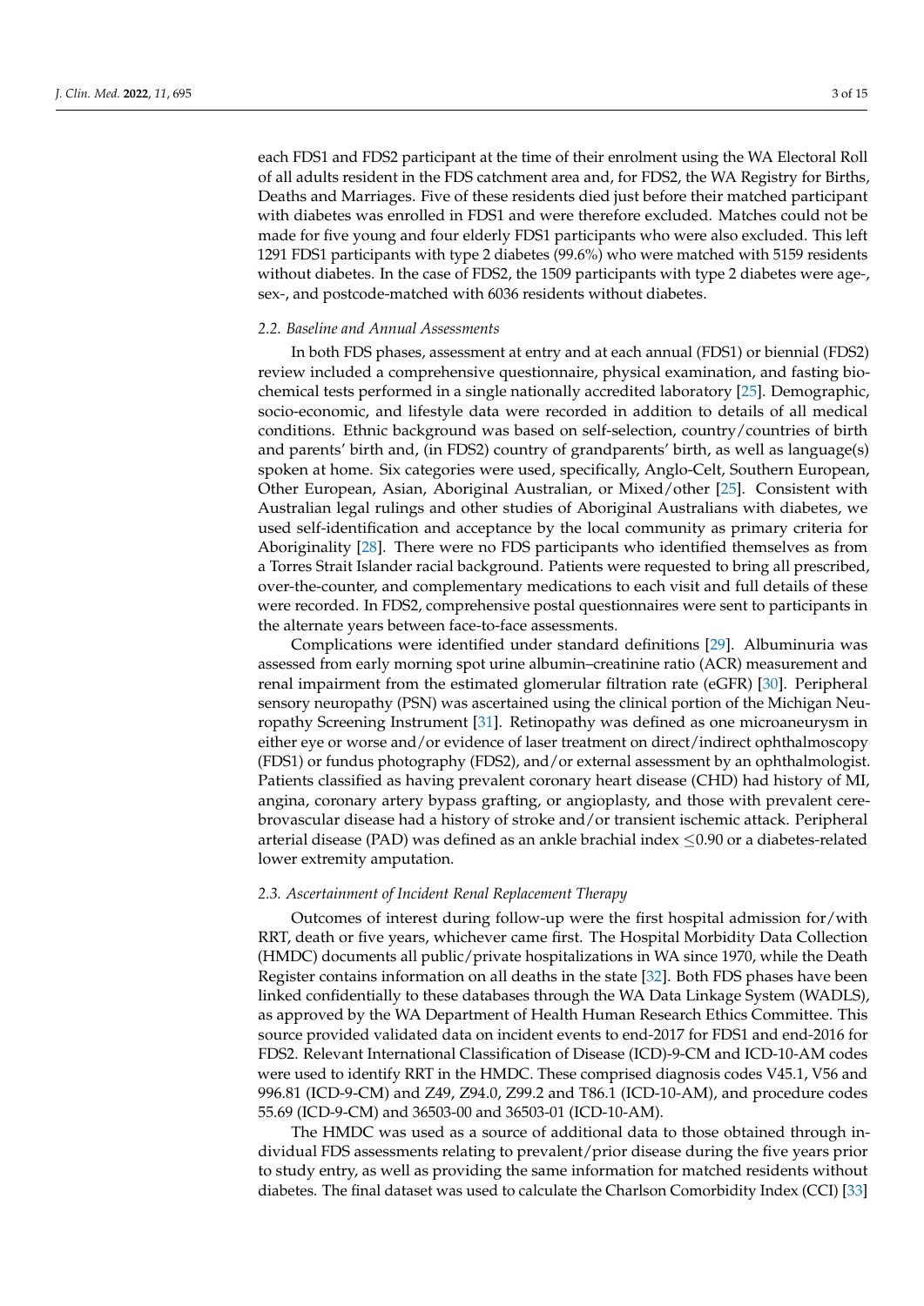each FDS1 and FDS2 participant at the time of their enrolment using the WA Electoral Roll of all adults resident in the FDS catchment area and, for FDS2, the WA Registry for Births, Deaths and Marriages. Five of these residents died just before their matched participant with diabetes was enrolled in FDS1 and were therefore excluded. Matches could not be made for five young and four elderly FDS1 participants who were also excluded. This left 1291 FDS1 participants with type 2 diabetes (99.6%) who were matched with 5159 residents without diabetes. In the case of FDS2, the 1509 participants with type 2 diabetes were age-, sex-, and postcode-matched with 6036 residents without diabetes.

### 2.2. Baseline and Annual Assessments

In both FDS phases, assessment at entry and at each annual (FDS1) or biennial (FDS2) review included a comprehensive questionnaire, physical examination, and fasting biochemical tests performed in a single nationally accredited laboratory [25]. Demographic, socio-economic, and lifestyle data were recorded in addition to details of all medical conditions. Ethnic background was based on self-selection, country/countries of birth and parents' birth and, (in FDS2) country of grandparents' birth, as well as language(s) spoken at home. Six categories were used, specifically, Anglo-Celt, Southern European, Other European, Asian, Aboriginal Australian, or Mixed/other [25]. Consistent with Australian legal rulings and other studies of Aboriginal Australians with diabetes, we used self-identification and acceptance by the local community as primary criteria for Aboriginality [28]. There were no FDS participants who identified themselves as from a Torres Strait Islander racial background. Patients were requested to bring all prescribed, over-the-counter, and complementary medications to each visit and full details of these were recorded. In FDS2, comprehensive postal questionnaires were sent to participants in the alternate years between face-to-face assessments.

Complications were identified under standard definitions [29]. Albuminuria was assessed from early morning spot urine albumin–creatinine ratio (ACR) measurement and renal impairment from the estimated glomerular filtration rate (eGFR) [30]. Peripheral sensory neuropathy (PSN) was ascertained using the clinical portion of the Michigan Neuropathy Screening Instrument [31]. Retinopathy was defined as one microaneurysm in either eye or worse and/or evidence of laser treatment on direct/indirect ophthalmoscopy (FDS1) or fundus photography (FDS2), and/or external assessment by an ophthalmologist. Patients classified as having prevalent coronary heart disease (CHD) had history of MI, angina, coronary artery bypass grafting, or angioplasty, and those with prevalent cerebrovascular disease had a history of stroke and/or transient ischemic attack. Peripheral arterial disease (PAD) was defined as an ankle brachial index $\leq$0.90 or a diabetes-related lower extremity amputation.

### 2.3. Ascertainment of Incident Renal Replacement Therapy

Outcomes of interest during follow-up were the first hospital admission for/with RRT, death or five years, whichever came first. The Hospital Morbidity Data Collection (HMDC) documents all public/private hospitalizations in WA since 1970, while the Death Register contains information on all deaths in the state [32]. Both FDS phases have been linked confidentially to these databases through the WA Data Linkage System (WADLS), as approved by the WA Department of Health Human Research Ethics Committee. This source provided validated data on incident events to end-2017 for FDS1 and end-2016 for FDS2. Relevant International Classification of Disease (ICD)-9-CM and ICD-10-AM codes were used to identify RRT in the HMDC. These comprised diagnosis codes V45.1, V56 and 996.81 (ICD-9-CM) and Z49, Z94.0, Z99.2 and T86.1 (ICD-10-AM), and procedure codes 55.69 (ICD-9-CM) and 36503-00 and 36503-01 (ICD-10-AM).

The HMDC was used as a source of additional data to those obtained through individual FDS assessments relating to prevalent/prior disease during the five years prior to study entry, as well as providing the same information for matched residents without diabetes. The final dataset was used to calculate the Charlson Comorbidity Index (CCI) [33]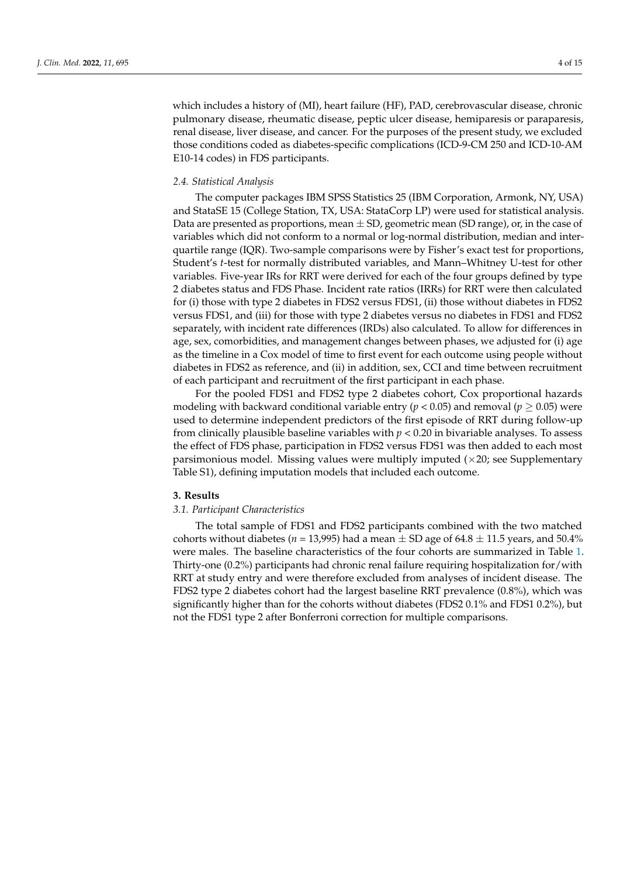which includes a history of (MI), heart failure (HF), PAD, cerebrovascular disease, chronic pulmonary disease, rheumatic disease, peptic ulcer disease, hemiparesis or paraparesis, renal disease, liver disease, and cancer. For the purposes of the present study, we excluded those conditions coded as diabetes-specific complications (ICD-9-CM 250 and ICD-10-AM E10-14 codes) in FDS participants.

### *2.4. Statistical Analysis*

The computer packages IBM SPSS Statistics 25 (IBM Corporation, Armonk, NY, USA) and StataSE 15 (College Station, TX, USA: StataCorp LP) were used for statistical analysis. Data are presented as proportions, mean $\pm$ SD, geometric mean (SD range), or, in the case of variables which did not conform to a normal or log-normal distribution, median and inter-quartile range (IQR). Two-sample comparisons were by Fisher's exact test for proportions, Student's *t*-test for normally distributed variables, and Mann–Whitney U-test for other variables. Five-year IRs for RRT were derived for each of the four groups defined by type 2 diabetes status and FDS Phase. Incident rate ratios (IRRs) for RRT were then calculated for (i) those with type 2 diabetes in FDS2 versus FDS1, (ii) those without diabetes in FDS2 versus FDS1, and (iii) for those with type 2 diabetes versus no diabetes in FDS1 and FDS2 separately, with incident rate differences (IRDs) also calculated. To allow for differences in age, sex, comorbidities, and management changes between phases, we adjusted for (i) age as the timeline in a Cox model of time to first event for each outcome using people without diabetes in FDS2 as reference, and (ii) in addition, sex, CCI and time between recruitment of each participant and recruitment of the first participant in each phase.

For the pooled FDS1 and FDS2 type 2 diabetes cohort, Cox proportional hazards modeling with backward conditional variable entry ($p < 0.05$) and removal ($p \geq 0.05$) were used to determine independent predictors of the first episode of RRT during follow-up from clinically plausible baseline variables with $p < 0.20$ in bivariable analyses. To assess the effect of FDS phase, participation in FDS2 versus FDS1 was then added to each most parsimonious model. Missing values were multiply imputed ($\times 20$; see Supplementary Table S1), defining imputation models that included each outcome.

## **3. Results**

### *3.1. Participant Characteristics*

The total sample of FDS1 and FDS2 participants combined with the two matched cohorts without diabetes (*n* = 13,995) had a mean $\pm$ SD age of 64.8 $\pm$ 11.5 years, and 50.4% were males. The baseline characteristics of the four cohorts are summarized in Table 1. Thirty-one (0.2%) participants had chronic renal failure requiring hospitalization for/with RRT at study entry and were therefore excluded from analyses of incident disease. The FDS2 type 2 diabetes cohort had the largest baseline RRT prevalence (0.8%), which was significantly higher than for the cohorts without diabetes (FDS2 0.1% and FDS1 0.2%), but not the FDS1 type 2 after Bonferroni correction for multiple comparisons.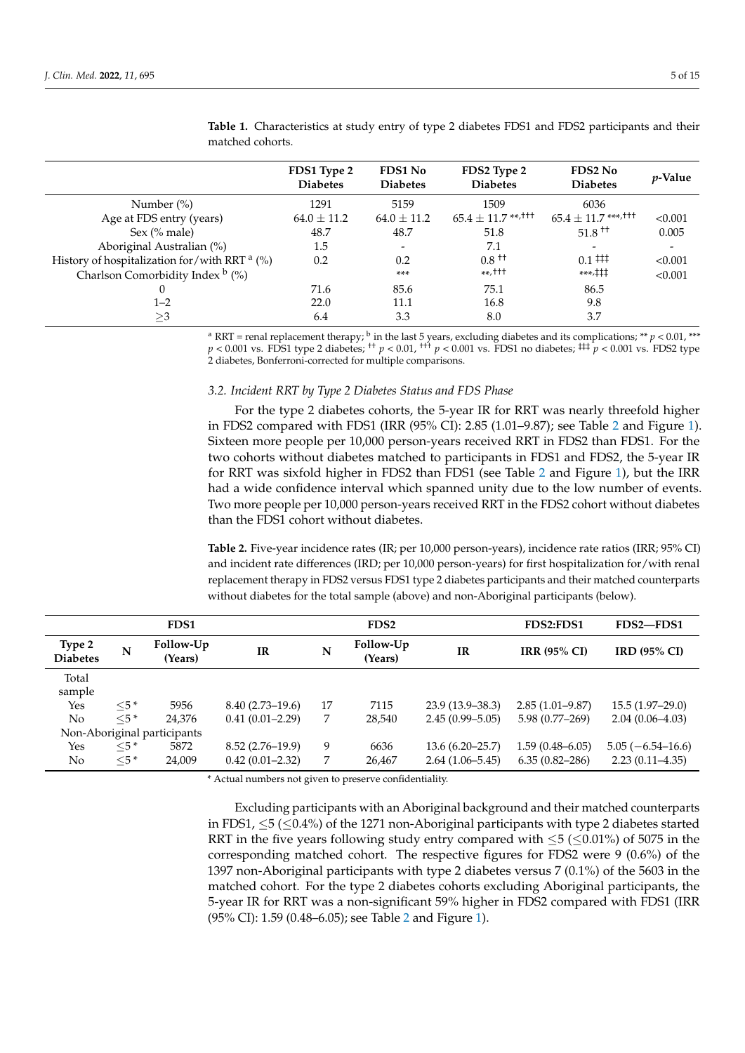**Table 1.** Characteristics at study entry of type 2 diabetes FDS1 and FDS2 participants and their matched cohorts.

| | FDS1 Type 2 Diabetes | FDS1 No Diabetes | FDS2 Type 2 Diabetes | FDS2 No Diabetes | $p$-Value |
|---|---|---|---|---|---|
| Number (%) | 1291 | 5159 | 1509 | 6036 | |
| Age at FDS entry (years) | 64.0 ± 11.2 | 64.0 ± 11.2 | 65.4 ± 11.7 **,††† | 65.4 ± 11.7 ***,††† | <0.001 |
| Sex (% male) | 48.7 | 48.7 | 51.8 | 51.8 †† | 0.005 |
| Aboriginal Australian (%) | 1.5 | - | 7.1 | - | - |
| History of hospitalization for/with RRT [a] (%) | 0.2 | 0.2 | 0.8 †† | 0.1 ‡‡‡ | <0.001 |
| Charlson Comorbidity Index [b] (%) | | *** | **,††† | ***,‡‡‡ | <0.001 |
| 0 | 71.6 | 85.6 | 75.1 | 86.5 | |
| 1–2 | 22.0 | 11.1 | 16.8 | 9.8 | |
| ≥3 | 6.4 | 3.3 | 8.0 | 3.7 | |

[a] RRT = renal replacement therapy; [b] in the last 5 years, excluding diabetes and its complications; ** $p < 0.01$, *** $p < 0.001$ vs. FDS1 type 2 diabetes; †† $p < 0.01$, ††† $p < 0.001$ vs. FDS1 no diabetes; ‡‡‡ $p < 0.001$ vs. FDS2 type 2 diabetes, Bonferroni-corrected for multiple comparisons.

### 3.2. Incident RRT by Type 2 Diabetes Status and FDS Phase

For the type 2 diabetes cohorts, the 5-year IR for RRT was nearly threefold higher in FDS2 compared with FDS1 (IRR (95% CI): 2.85 (1.01–9.87); see Table 2 and Figure 1). Sixteen more people per 10,000 person-years received RRT in FDS2 than FDS1. For the two cohorts without diabetes matched to participants in FDS1 and FDS2, the 5-year IR for RRT was sixfold higher in FDS2 than FDS1 (see Table 2 and Figure 1), but the IRR had a wide confidence interval which spanned unity due to the low number of events. Two more people per 10,000 person-years received RRT in the FDS2 cohort without diabetes than the FDS1 cohort without diabetes.

**Table 2.** Five-year incidence rates (IR; per 10,000 person-years), incidence rate ratios (IRR; 95% CI) and incident rate differences (IRD; per 10,000 person-years) for first hospitalization for/with renal replacement therapy in FDS2 versus FDS1 type 2 diabetes participants and their matched counterparts without diabetes for the total sample (above) and non-Aboriginal participants (below).

| | FDS1 | | | FDS2 | | | FDS2:FDS1 | FDS2—FDS1 |
|---|---|---|---|---|---|---|---|---|
| Type 2 Diabetes | N | Follow-Up (Years) | IR | N | Follow-Up (Years) | IR | IRR (95% CI) | IRD (95% CI) |
| Total sample | | | | | | | | |
| Yes | ≤5 * | 5956 | 8.40 (2.73–19.6) | 17 | 7115 | 23.9 (13.9–38.3) | 2.85 (1.01–9.87) | 15.5 (1.97–29.0) |
| No | ≤5 * | 24,376 | 0.41 (0.01–2.29) | 7 | 28,540 | 2.45 (0.99–5.05) | 5.98 (0.77–269) | 2.04 (0.06–4.03) |
| Non-Aboriginal participants | | | | | | | | |
| Yes | ≤5 * | 5872 | 8.52 (2.76–19.9) | 9 | 6636 | 13.6 (6.20–25.7) | 1.59 (0.48–6.05) | 5.05 (−6.54–16.6) |
| No | ≤5 * | 24,009 | 0.42 (0.01–2.32) | 7 | 26,467 | 2.64 (1.06–5.45) | 6.35 (0.82–286) | 2.23 (0.11–4.35) |

\* Actual numbers not given to preserve confidentiality.

Excluding participants with an Aboriginal background and their matched counterparts in FDS1, ≤5 (≤0.4%) of the 1271 non-Aboriginal participants with type 2 diabetes started RRT in the five years following study entry compared with ≤5 (≤0.01%) of 5075 in the corresponding matched cohort. The respective figures for FDS2 were 9 (0.6%) of the 1397 non-Aboriginal participants with type 2 diabetes versus 7 (0.1%) of the 5603 in the matched cohort. For the type 2 diabetes cohorts excluding Aboriginal participants, the 5-year IR for RRT was a non-significant 59% higher in FDS2 compared with FDS1 (IRR (95% CI): 1.59 (0.48–6.05); see Table 2 and Figure 1).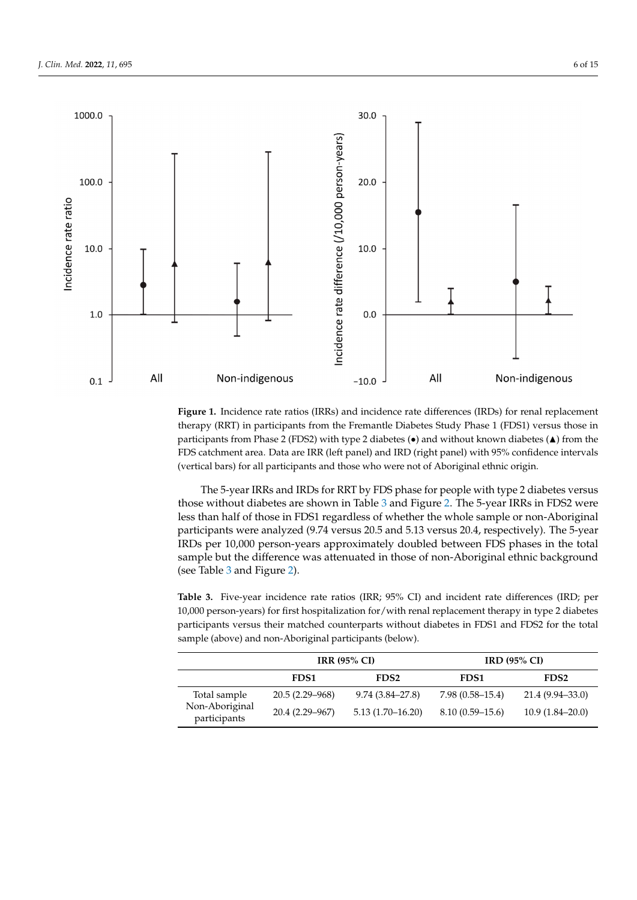**Figure 1.** Incidence rate ratios (IRRs) and incidence rate differences (IRDs) for renal replacement therapy (RRT) in participants from the Fremantle Diabetes Study Phase 1 (FDS1) versus those in participants from Phase 2 (FDS2) with type 2 diabetes (●) and without known diabetes (▲) from the FDS catchment area. Data are IRR (left panel) and IRD (right panel) with 95% confidence intervals (vertical bars) for all participants and those who were not of Aboriginal ethnic origin.

The 5-year IRRs and IRDs for RRT by FDS phase for people with type 2 diabetes versus those without diabetes are shown in Table 3 and Figure 2. The 5-year IRRs in FDS2 were less than half of those in FDS1 regardless of whether the whole sample or non-Aboriginal participants were analyzed (9.74 versus 20.5 and 5.13 versus 20.4, respectively). The 5-year IRDs per 10,000 person-years approximately doubled between FDS phases in the total sample but the difference was attenuated in those of non-Aboriginal ethnic background (see Table 3 and Figure 2).

**Table 3.** Five-year incidence rate ratios (IRR; 95% CI) and incident rate differences (IRD; per 10,000 person-years) for first hospitalization for/with renal replacement therapy in type 2 diabetes participants versus their matched counterparts without diabetes in FDS1 and FDS2 for the total sample (above) and non-Aboriginal participants (below).

| | IRR (95% CI) | | IRD (95% CI) | |
|---|---|---|---|---|
| | **FDS1** | **FDS2** | **FDS1** | **FDS2** |
| Total sample | 20.5 (2.29–968) | 9.74 (3.84–27.8) | 7.98 (0.58–15.4) | 21.4 (9.94–33.0) |
| Non-Aboriginal participants | 20.4 (2.29–967) | 5.13 (1.70–16.20) | 8.10 (0.59–15.6) | 10.9 (1.84–20.0) |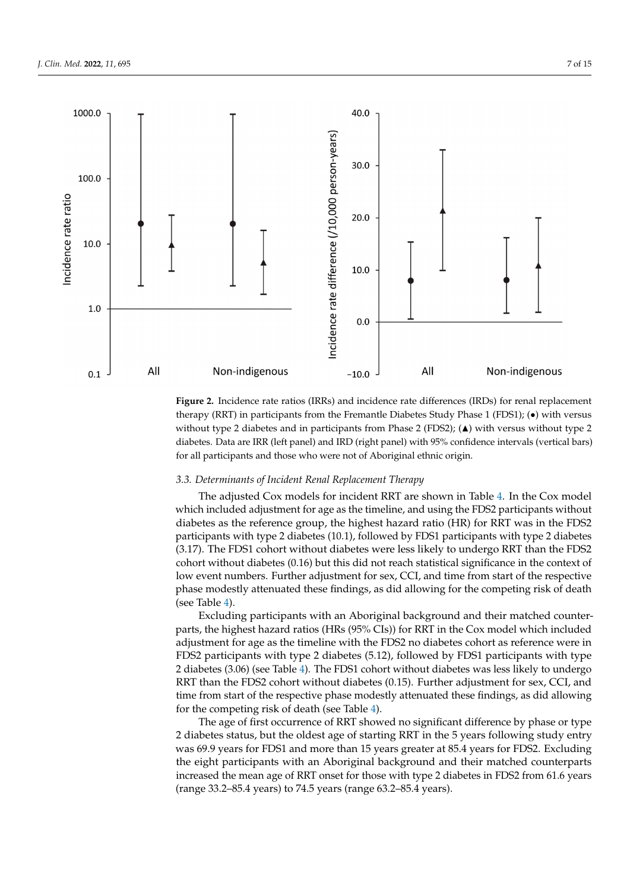**Figure 2.** Incidence rate ratios (IRRs) and incidence rate differences (IRDs) for renal replacement therapy (RRT) in participants from the Fremantle Diabetes Study Phase 1 (FDS1); (•) with versus without type 2 diabetes and in participants from Phase 2 (FDS2); (▲) with versus without type 2 diabetes. Data are IRR (left panel) and IRD (right panel) with 95% confidence intervals (vertical bars) for all participants and those who were not of Aboriginal ethnic origin.

### 3.3. Determinants of Incident Renal Replacement Therapy

The adjusted Cox models for incident RRT are shown in Table 4. In the Cox model which included adjustment for age as the timeline, and using the FDS2 participants without diabetes as the reference group, the highest hazard ratio (HR) for RRT was in the FDS2 participants with type 2 diabetes (10.1), followed by FDS1 participants with type 2 diabetes (3.17). The FDS1 cohort without diabetes were less likely to undergo RRT than the FDS2 cohort without diabetes (0.16) but this did not reach statistical significance in the context of low event numbers. Further adjustment for sex, CCI, and time from start of the respective phase modestly attenuated these findings, as did allowing for the competing risk of death (see Table 4).

Excluding participants with an Aboriginal background and their matched counterparts, the highest hazard ratios (HRs (95% CIs)) for RRT in the Cox model which included adjustment for age as the timeline with the FDS2 no diabetes cohort as reference were in FDS2 participants with type 2 diabetes (5.12), followed by FDS1 participants with type 2 diabetes (3.06) (see Table 4). The FDS1 cohort without diabetes was less likely to undergo RRT than the FDS2 cohort without diabetes (0.15). Further adjustment for sex, CCI, and time from start of the respective phase modestly attenuated these findings, as did allowing for the competing risk of death (see Table 4).

The age of first occurrence of RRT showed no significant difference by phase or type 2 diabetes status, but the oldest age of starting RRT in the 5 years following study entry was 69.9 years for FDS1 and more than 15 years greater at 85.4 years for FDS2. Excluding the eight participants with an Aboriginal background and their matched counterparts increased the mean age of RRT onset for those with type 2 diabetes in FDS2 from 61.6 years (range 33.2–85.4 years) to 74.5 years (range 63.2–85.4 years).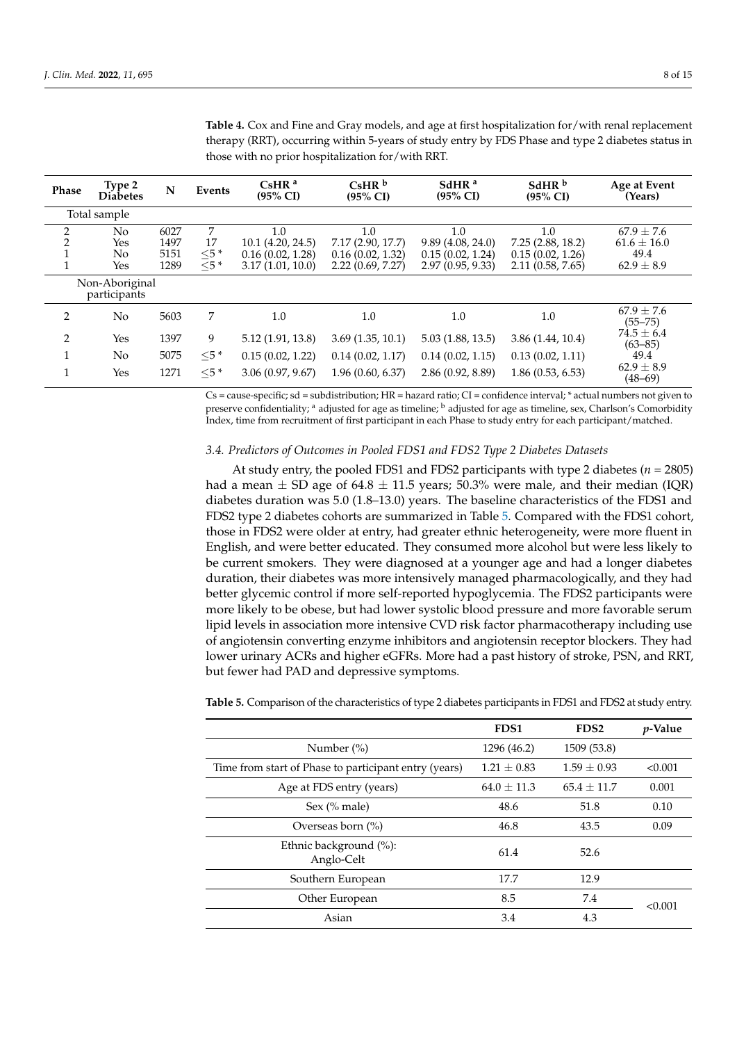**Table 4.** Cox and Fine and Gray models, and age at first hospitalization for/with renal replacement therapy (RRT), occurring within 5-years of study entry by FDS Phase and type 2 diabetes status in those with no prior hospitalization for/with RRT.

| Phase | Type 2 Diabetes | N | Events | CsHR [a] (95% CI) | CsHR [b] (95% CI) | SdHR [a] (95% CI) | SdHR [b] (95% CI) | Age at Event (Years) |
|---|---|---|---|---|---|---|---|---|
| Total sample | | | | | | | | |
| 2 | No | 6027 | 7 | 1.0 | 1.0 | 1.0 | 1.0 | 67.9 ± 7.6 |
| 2 | Yes | 1497 | 17 | 10.1 (4.20, 24.5) | 7.17 (2.90, 17.7) | 9.89 (4.08, 24.0) | 7.25 (2.88, 18.2) | 61.6 ± 16.0 |
| 1 | No | 5151 | ≤5 * | 0.16 (0.02, 1.28) | 0.16 (0.02, 1.32) | 0.15 (0.02, 1.24) | 0.15 (0.02, 1.26) | 49.4 |
| 1 | Yes | 1289 | ≤5 * | 3.17 (1.01, 10.0) | 2.22 (0.69, 7.27) | 2.97 (0.95, 9.33) | 2.11 (0.58, 7.65) | 62.9 ± 8.9 |
| Non-Aboriginal participants | | | | | | | | |
| 2 | No | 5603 | 7 | 1.0 | 1.0 | 1.0 | 1.0 | 67.9 ± 7.6 (55–75) |
| 2 | Yes | 1397 | 9 | 5.12 (1.91, 13.8) | 3.69 (1.35, 10.1) | 5.03 (1.88, 13.5) | 3.86 (1.44, 10.4) | 74.5 ± 6.4 (63–85) |
| 1 | No | 5075 | ≤5 * | 0.15 (0.02, 1.22) | 0.14 (0.02, 1.17) | 0.14 (0.02, 1.15) | 0.13 (0.02, 1.11) | 49.4 |
| 1 | Yes | 1271 | ≤5 * | 3.06 (0.97, 9.67) | 1.96 (0.60, 6.37) | 2.86 (0.92, 8.89) | 1.86 (0.53, 6.53) | 62.9 ± 8.9 (48–69) |

Cs = cause-specific; sd = subdistribution; HR = hazard ratio; CI = confidence interval; * actual numbers not given to preserve confidentiality; [a] adjusted for age as timeline; [b] adjusted for age as timeline, sex, Charlson's Comorbidity Index, time from recruitment of first participant in each Phase to study entry for each participant/matched.

### 3.4. Predictors of Outcomes in Pooled FDS1 and FDS2 Type 2 Diabetes Datasets

At study entry, the pooled FDS1 and FDS2 participants with type 2 diabetes ($n$ = 2805) had a mean ± SD age of 64.8 ± 11.5 years; 50.3% were male, and their median (IQR) diabetes duration was 5.0 (1.8–13.0) years. The baseline characteristics of the FDS1 and FDS2 type 2 diabetes cohorts are summarized in Table 5. Compared with the FDS1 cohort, those in FDS2 were older at entry, had greater ethnic heterogeneity, were more fluent in English, and were better educated. They consumed more alcohol but were less likely to be current smokers. They were diagnosed at a younger age and had a longer diabetes duration, their diabetes was more intensively managed pharmacologically, and they had better glycemic control if more self-reported hypoglycemia. The FDS2 participants were more likely to be obese, but had lower systolic blood pressure and more favorable serum lipid levels in association more intensive CVD risk factor pharmacotherapy including use of angiotensin converting enzyme inhibitors and angiotensin receptor blockers. They had lower urinary ACRs and higher eGFRs. More had a past history of stroke, PSN, and RRT, but fewer had PAD and depressive symptoms.

**Table 5.** Comparison of the characteristics of type 2 diabetes participants in FDS1 and FDS2 at study entry.

| | FDS1 | FDS2 | $p$-Value |
|---|---|---|---|
| Number (%) | 1296 (46.2) | 1509 (53.8) | |
| Time from start of Phase to participant entry (years) | 1.21 ± 0.83 | 1.59 ± 0.93 | <0.001 |
| Age at FDS entry (years) | 64.0 ± 11.3 | 65.4 ± 11.7 | 0.001 |
| Sex (% male) | 48.6 | 51.8 | 0.10 |
| Overseas born (%) | 46.8 | 43.5 | 0.09 |
| Ethnic background (%): Anglo-Celt | 61.4 | 52.6 | |
| Southern European | 17.7 | 12.9 | |
| Other European | 8.5 | 7.4 | <0.001 |
| Asian | 3.4 | 4.3 | |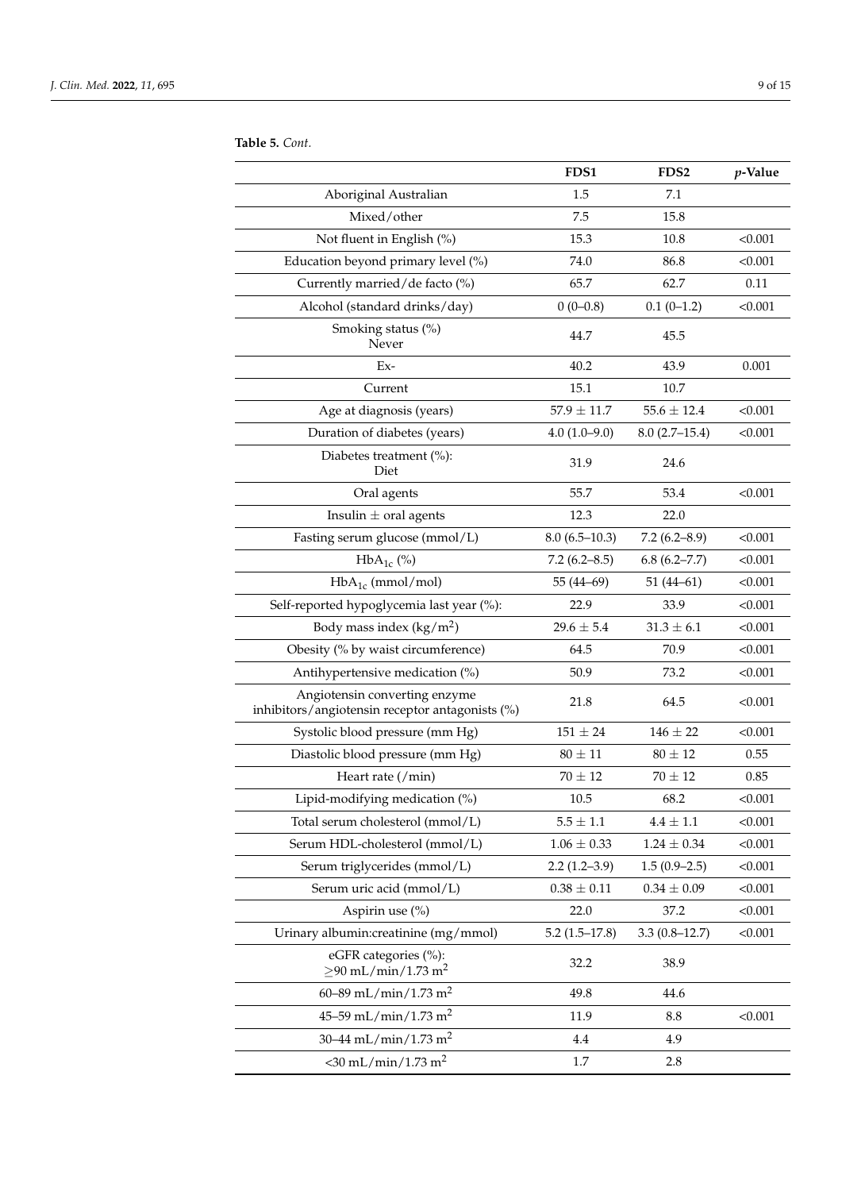**Table 5.** *Cont.*

| | FDS1 | FDS2 | *p*-Value |
|---|---|---|---|
| Aboriginal Australian | 1.5 | 7.1 | |
| Mixed/other | 7.5 | 15.8 | |
| Not fluent in English (%) | 15.3 | 10.8 | <0.001 |
| Education beyond primary level (%) | 74.0 | 86.8 | <0.001 |
| Currently married/de facto (%) | 65.7 | 62.7 | 0.11 |
| Alcohol (standard drinks/day) | 0 (0–0.8) | 0.1 (0–1.2) | <0.001 |
| Smoking status (%) Never | 44.7 | 45.5 | |
| Ex- | 40.2 | 43.9 | 0.001 |
| Current | 15.1 | 10.7 | |
| Age at diagnosis (years) | 57.9 ± 11.7 | 55.6 ± 12.4 | <0.001 |
| Duration of diabetes (years) | 4.0 (1.0–9.0) | 8.0 (2.7–15.4) | <0.001 |
| Diabetes treatment (%): Diet | 31.9 | 24.6 | |
| Oral agents | 55.7 | 53.4 | <0.001 |
| Insulin ± oral agents | 12.3 | 22.0 | |
| Fasting serum glucose (mmol/L) | 8.0 (6.5–10.3) | 7.2 (6.2–8.9) | <0.001 |
| $HbA_{1c}$ (%) | 7.2 (6.2–8.5) | 6.8 (6.2–7.7) | <0.001 |
| $HbA_{1c}$ (mmol/mol) | 55 (44–69) | 51 (44–61) | <0.001 |
| Self-reported hypoglycemia last year (%): | 22.9 | 33.9 | <0.001 |
| Body mass index (kg/$m^2$) | 29.6 ± 5.4 | 31.3 ± 6.1 | <0.001 |
| Obesity (% by waist circumference) | 64.5 | 70.9 | <0.001 |
| Antihypertensive medication (%) | 50.9 | 73.2 | <0.001 |
| Angiotensin converting enzyme inhibitors/angiotensin receptor antagonists (%) | 21.8 | 64.5 | <0.001 |
| Systolic blood pressure (mm Hg) | 151 ± 24 | 146 ± 22 | <0.001 |
| Diastolic blood pressure (mm Hg) | 80 ± 11 | 80 ± 12 | 0.55 |
| Heart rate (/min) | 70 ± 12 | 70 ± 12 | 0.85 |
| Lipid-modifying medication (%) | 10.5 | 68.2 | <0.001 |
| Total serum cholesterol (mmol/L) | 5.5 ± 1.1 | 4.4 ± 1.1 | <0.001 |
| Serum HDL-cholesterol (mmol/L) | 1.06 ± 0.33 | 1.24 ± 0.34 | <0.001 |
| Serum triglycerides (mmol/L) | 2.2 (1.2–3.9) | 1.5 (0.9–2.5) | <0.001 |
| Serum uric acid (mmol/L) | 0.38 ± 0.11 | 0.34 ± 0.09 | <0.001 |
| Aspirin use (%) | 22.0 | 37.2 | <0.001 |
| Urinary albumin:creatinine (mg/mmol) | 5.2 (1.5–17.8) | 3.3 (0.8–12.7) | <0.001 |
| eGFR categories (%): ≥90 mL/min/1.73 $m^2$ | 32.2 | 38.9 | |
| 60–89 mL/min/1.73 $m^2$ | 49.8 | 44.6 | |
| 45–59 mL/min/1.73 $m^2$ | 11.9 | 8.8 | <0.001 |
| 30–44 mL/min/1.73 $m^2$ | 4.4 | 4.9 | |
| <30 mL/min/1.73 $m^2$ | 1.7 | 2.8 | |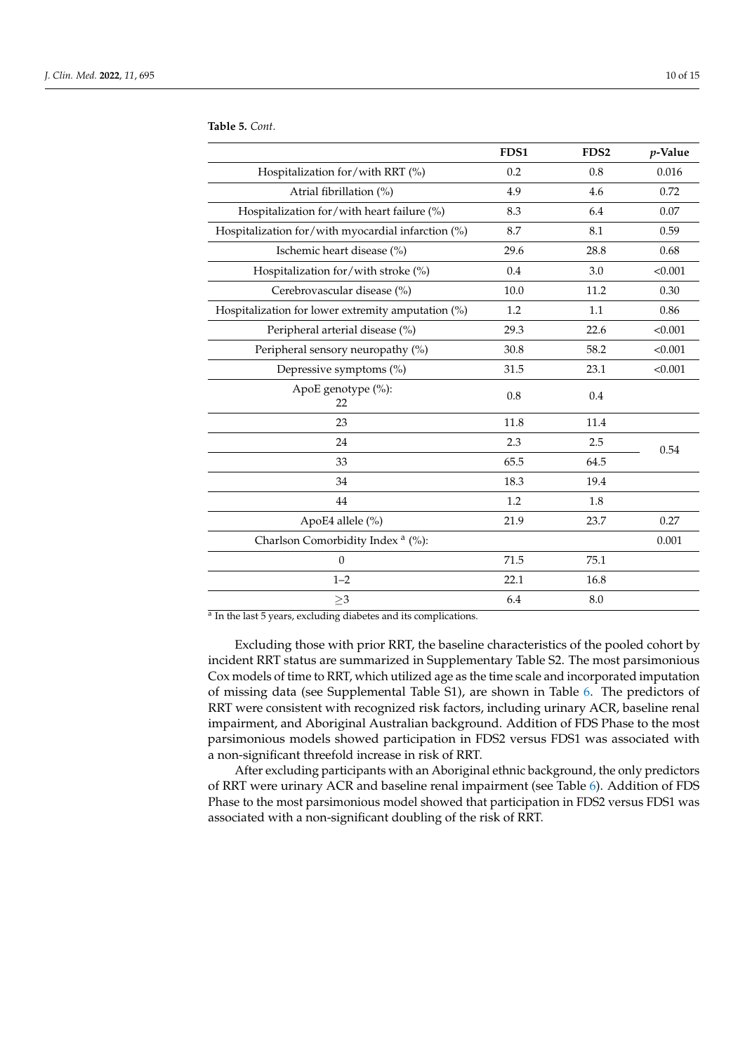**Table 5.** *Cont.*

| | FDS1 | FDS2 | *p*-Value |
|---|---|---|---|
| Hospitalization for/with RRT (%) | 0.2 | 0.8 | 0.016 |
| Atrial fibrillation (%) | 4.9 | 4.6 | 0.72 |
| Hospitalization for/with heart failure (%) | 8.3 | 6.4 | 0.07 |
| Hospitalization for/with myocardial infarction (%) | 8.7 | 8.1 | 0.59 |
| Ischemic heart disease (%) | 29.6 | 28.8 | 0.68 |
| Hospitalization for/with stroke (%) | 0.4 | 3.0 | <0.001 |
| Cerebrovascular disease (%) | 10.0 | 11.2 | 0.30 |
| Hospitalization for lower extremity amputation (%) | 1.2 | 1.1 | 0.86 |
| Peripheral arterial disease (%) | 29.3 | 22.6 | <0.001 |
| Peripheral sensory neuropathy (%) | 30.8 | 58.2 | <0.001 |
| Depressive symptoms (%) | 31.5 | 23.1 | <0.001 |
| ApoE genotype (%): 22 | 0.8 | 0.4 | 0.54 |
| 23 | 11.8 | 11.4 | |
| 24 | 2.3 | 2.5 | |
| 33 | 65.5 | 64.5 | |
| 34 | 18.3 | 19.4 | |
| 44 | 1.2 | 1.8 | |
| ApoE4 allele (%) | 21.9 | 23.7 | 0.27 |
| Charlson Comorbidity Index [a] (%): | | | 0.001 |
| 0 | 71.5 | 75.1 | |
| 1–2 | 22.1 | 16.8 | |
| ≥3 | 6.4 | 8.0 | |

[a] In the last 5 years, excluding diabetes and its complications.

Excluding those with prior RRT, the baseline characteristics of the pooled cohort by incident RRT status are summarized in Supplementary Table S2. The most parsimonious Cox models of time to RRT, which utilized age as the time scale and incorporated imputation of missing data (see Supplemental Table S1), are shown in Table 6. The predictors of RRT were consistent with recognized risk factors, including urinary ACR, baseline renal impairment, and Aboriginal Australian background. Addition of FDS Phase to the most parsimonious models showed participation in FDS2 versus FDS1 was associated with a non-significant threefold increase in risk of RRT.

After excluding participants with an Aboriginal ethnic background, the only predictors of RRT were urinary ACR and baseline renal impairment (see Table 6). Addition of FDS Phase to the most parsimonious model showed that participation in FDS2 versus FDS1 was associated with a non-significant doubling of the risk of RRT.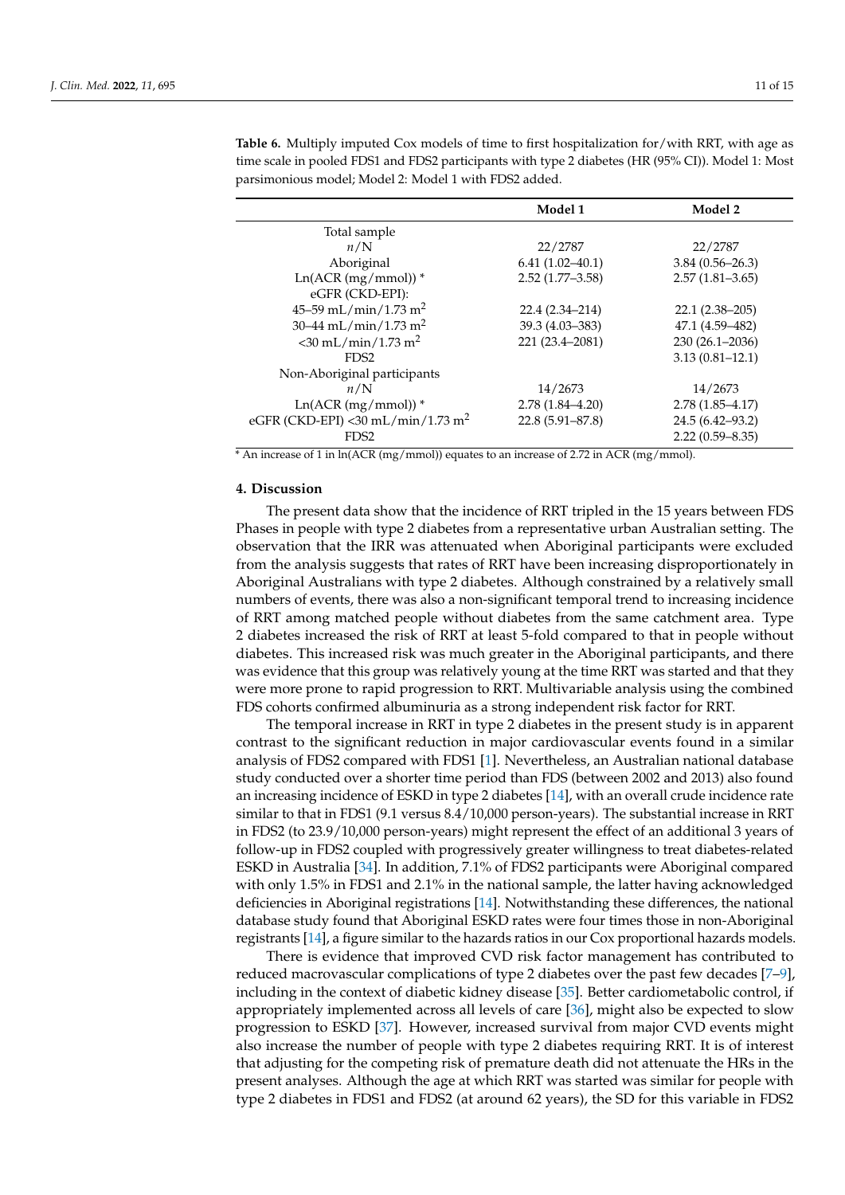**Table 6.** Multiply imputed Cox models of time to first hospitalization for/with RRT, with age as time scale in pooled FDS1 and FDS2 participants with type 2 diabetes (HR (95% CI)). Model 1: Most parsimonious model; Model 2: Model 1 with FDS2 added.

| | Model 1 | Model 2 |
|---|---|---|
| Total sample | | |
| *n*/N | 22/2787 | 22/2787 |
| Aboriginal | 6.41 (1.02–40.1) | 3.84 (0.56–26.3) |
| Ln(ACR (mg/mmol)) * | 2.52 (1.77–3.58) | 2.57 (1.81–3.65) |
| eGFR (CKD-EPI): | | |
| 45–59 mL/min/1.73 m$^2$ | 22.4 (2.34–214) | 22.1 (2.38–205) |
| 30–44 mL/min/1.73 m$^2$ | 39.3 (4.03–383) | 47.1 (4.59–482) |
| <30 mL/min/1.73 m$^2$ | 221 (23.4–2081) | 230 (26.1–2036) |
| FDS2 | | 3.13 (0.81–12.1) |
| Non-Aboriginal participants | | |
| *n*/N | 14/2673 | 14/2673 |
| Ln(ACR (mg/mmol)) * | 2.78 (1.84–4.20) | 2.78 (1.85–4.17) |
| eGFR (CKD-EPI) <30 mL/min/1.73 m$^2$ | 22.8 (5.91–87.8) | 24.5 (6.42–93.2) |
| FDS2 | | 2.22 (0.59–8.35) |

* An increase of 1 in ln(ACR (mg/mmol)) equates to an increase of 2.72 in ACR (mg/mmol).

## 4. Discussion

The present data show that the incidence of RRT tripled in the 15 years between FDS Phases in people with type 2 diabetes from a representative urban Australian setting. The observation that the IRR was attenuated when Aboriginal participants were excluded from the analysis suggests that rates of RRT have been increasing disproportionately in Aboriginal Australians with type 2 diabetes. Although constrained by a relatively small numbers of events, there was also a non-significant temporal trend to increasing incidence of RRT among matched people without diabetes from the same catchment area. Type 2 diabetes increased the risk of RRT at least 5-fold compared to that in people without diabetes. This increased risk was much greater in the Aboriginal participants, and there was evidence that this group was relatively young at the time RRT was started and that they were more prone to rapid progression to RRT. Multivariable analysis using the combined FDS cohorts confirmed albuminuria as a strong independent risk factor for RRT.

The temporal increase in RRT in type 2 diabetes in the present study is in apparent contrast to the significant reduction in major cardiovascular events found in a similar analysis of FDS2 compared with FDS1 [1]. Nevertheless, an Australian national database study conducted over a shorter time period than FDS (between 2002 and 2013) also found an increasing incidence of ESKD in type 2 diabetes [14], with an overall crude incidence rate similar to that in FDS1 (9.1 versus 8.4/10,000 person-years). The substantial increase in RRT in FDS2 (to 23.9/10,000 person-years) might represent the effect of an additional 3 years of follow-up in FDS2 coupled with progressively greater willingness to treat diabetes-related ESKD in Australia [34]. In addition, 7.1% of FDS2 participants were Aboriginal compared with only 1.5% in FDS1 and 2.1% in the national sample, the latter having acknowledged deficiencies in Aboriginal registrations [14]. Notwithstanding these differences, the national database study found that Aboriginal ESKD rates were four times those in non-Aboriginal registrants [14], a figure similar to the hazards ratios in our Cox proportional hazards models.

There is evidence that improved CVD risk factor management has contributed to reduced macrovascular complications of type 2 diabetes over the past few decades [7–9], including in the context of diabetic kidney disease [35]. Better cardiometabolic control, if appropriately implemented across all levels of care [36], might also be expected to slow progression to ESKD [37]. However, increased survival from major CVD events might also increase the number of people with type 2 diabetes requiring RRT. It is of interest that adjusting for the competing risk of premature death did not attenuate the HRs in the present analyses. Although the age at which RRT was started was similar for people with type 2 diabetes in FDS1 and FDS2 (at around 62 years), the SD for this variable in FDS2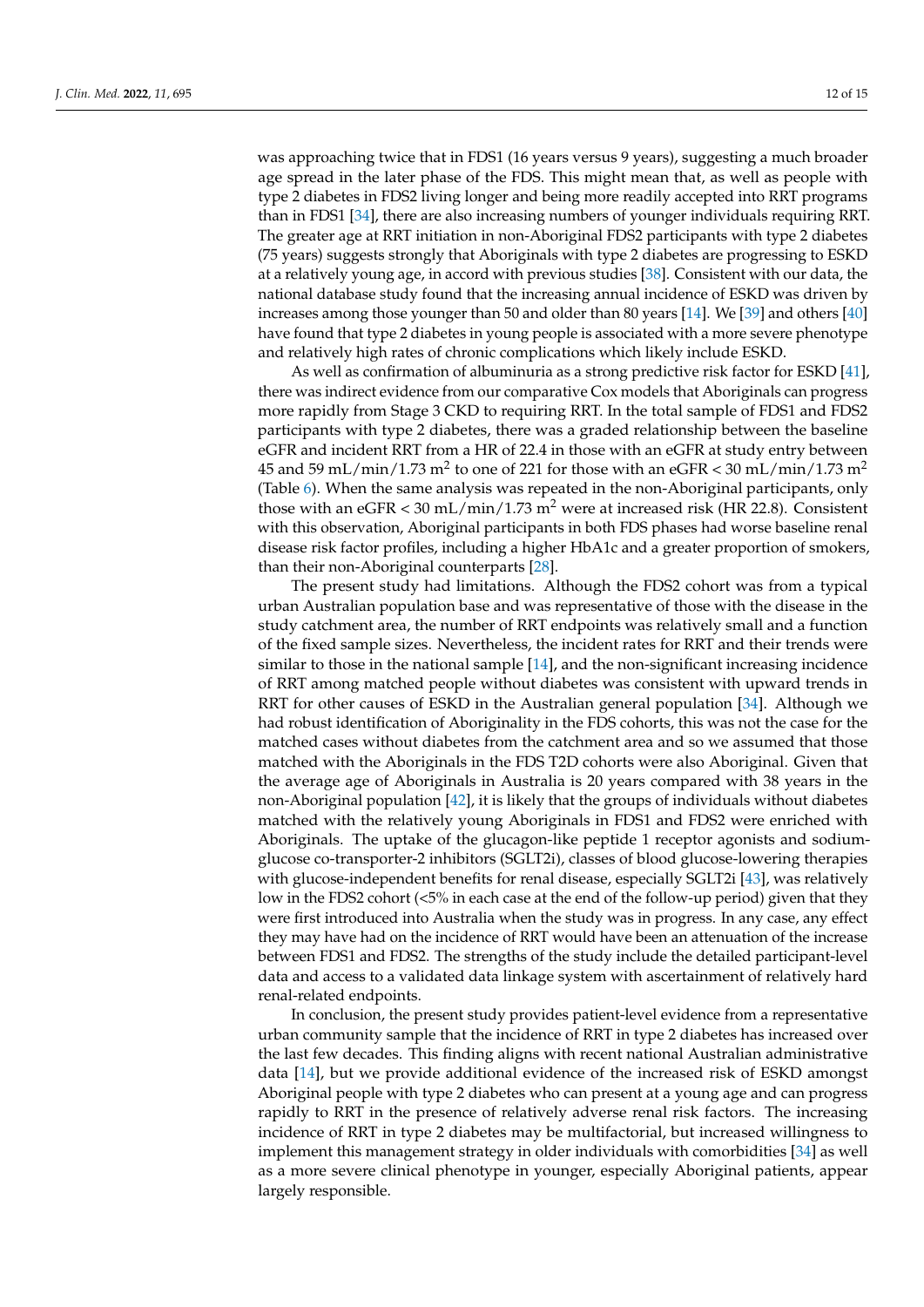was approaching twice that in FDS1 (16 years versus 9 years), suggesting a much broader age spread in the later phase of the FDS. This might mean that, as well as people with type 2 diabetes in FDS2 living longer and being more readily accepted into RRT programs than in FDS1 [34], there are also increasing numbers of younger individuals requiring RRT. The greater age at RRT initiation in non-Aboriginal FDS2 participants with type 2 diabetes (75 years) suggests strongly that Aboriginals with type 2 diabetes are progressing to ESKD at a relatively young age, in accord with previous studies [38]. Consistent with our data, the national database study found that the increasing annual incidence of ESKD was driven by increases among those younger than 50 and older than 80 years [14]. We [39] and others [40] have found that type 2 diabetes in young people is associated with a more severe phenotype and relatively high rates of chronic complications which likely include ESKD.

As well as confirmation of albuminuria as a strong predictive risk factor for ESKD [41], there was indirect evidence from our comparative Cox models that Aboriginals can progress more rapidly from Stage 3 CKD to requiring RRT. In the total sample of FDS1 and FDS2 participants with type 2 diabetes, there was a graded relationship between the baseline eGFR and incident RRT from a HR of 22.4 in those with an eGFR at study entry between 45 and 59 mL/min/1.73 $m^2$ to one of 221 for those with an eGFR < 30 mL/min/1.73 $m^2$ (Table 6). When the same analysis was repeated in the non-Aboriginal participants, only those with an eGFR < 30 mL/min/1.73 $m^2$ were at increased risk (HR 22.8). Consistent with this observation, Aboriginal participants in both FDS phases had worse baseline renal disease risk factor profiles, including a higher HbA1c and a greater proportion of smokers, than their non-Aboriginal counterparts [28].

The present study had limitations. Although the FDS2 cohort was from a typical urban Australian population base and was representative of those with the disease in the study catchment area, the number of RRT endpoints was relatively small and a function of the fixed sample sizes. Nevertheless, the incident rates for RRT and their trends were similar to those in the national sample [14], and the non-significant increasing incidence of RRT among matched people without diabetes was consistent with upward trends in RRT for other causes of ESKD in the Australian general population [34]. Although we had robust identification of Aboriginality in the FDS cohorts, this was not the case for the matched cases without diabetes from the catchment area and so we assumed that those matched with the Aboriginals in the FDS T2D cohorts were also Aboriginal. Given that the average age of Aboriginals in Australia is 20 years compared with 38 years in the non-Aboriginal population [42], it is likely that the groups of individuals without diabetes matched with the relatively young Aboriginals in FDS1 and FDS2 were enriched with Aboriginals. The uptake of the glucagon-like peptide 1 receptor agonists and sodium-glucose co-transporter-2 inhibitors (SGLT2i), classes of blood glucose-lowering therapies with glucose-independent benefits for renal disease, especially SGLT2i [43], was relatively low in the FDS2 cohort (<5% in each case at the end of the follow-up period) given that they were first introduced into Australia when the study was in progress. In any case, any effect they may have had on the incidence of RRT would have been an attenuation of the increase between FDS1 and FDS2. The strengths of the study include the detailed participant-level data and access to a validated data linkage system with ascertainment of relatively hard renal-related endpoints.

In conclusion, the present study provides patient-level evidence from a representative urban community sample that the incidence of RRT in type 2 diabetes has increased over the last few decades. This finding aligns with recent national Australian administrative data [14], but we provide additional evidence of the increased risk of ESKD amongst Aboriginal people with type 2 diabetes who can present at a young age and can progress rapidly to RRT in the presence of relatively adverse renal risk factors. The increasing incidence of RRT in type 2 diabetes may be multifactorial, but increased willingness to implement this management strategy in older individuals with comorbidities [34] as well as a more severe clinical phenotype in younger, especially Aboriginal patients, appear largely responsible.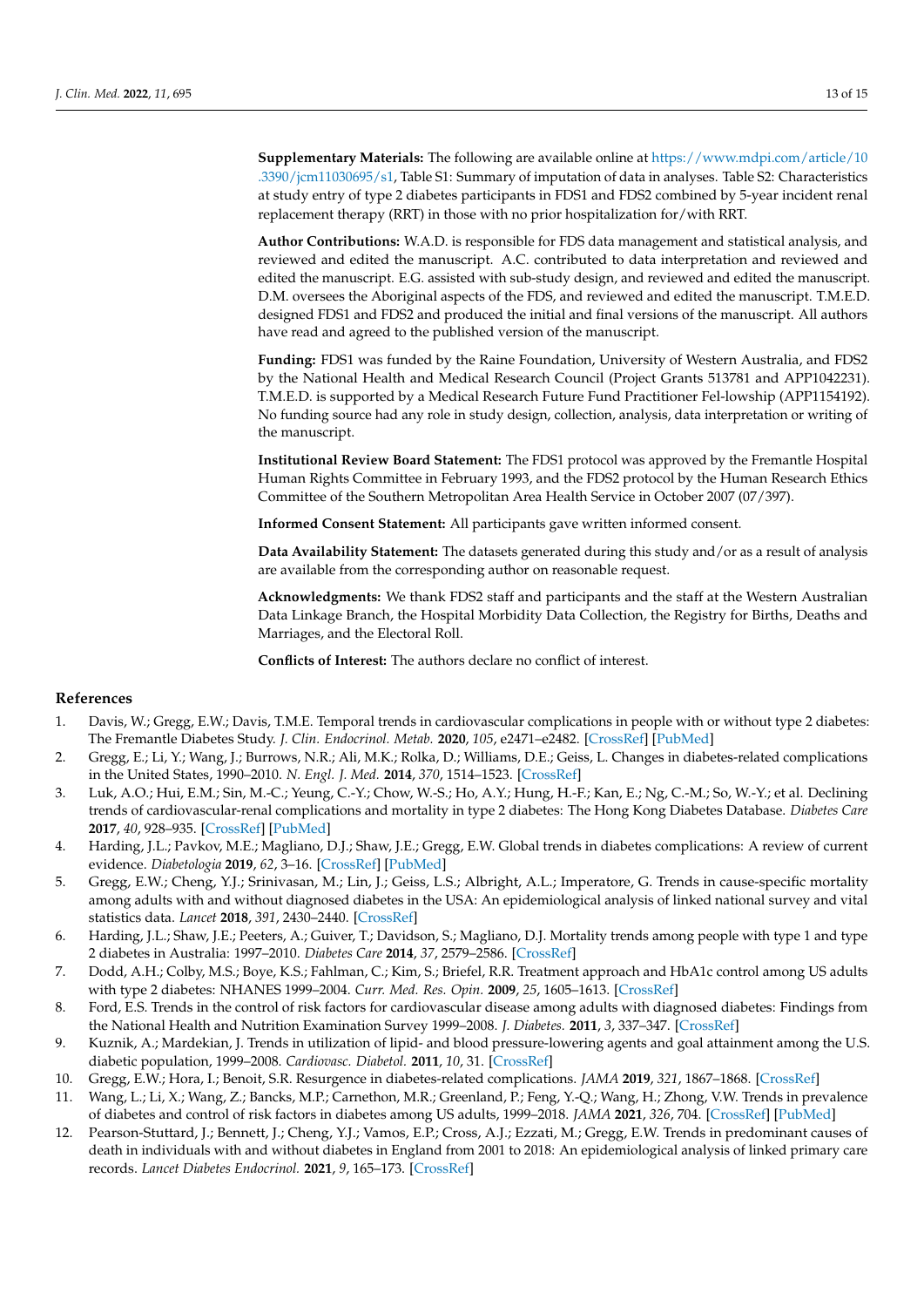**Supplementary Materials:** The following are available online at https://www.mdpi.com/article/10.3390/jcm11030695/s1, Table S1: Summary of imputation of data in analyses. Table S2: Characteristics at study entry of type 2 diabetes participants in FDS1 and FDS2 combined by 5-year incident renal replacement therapy (RRT) in those with no prior hospitalization for/with RRT.

**Author Contributions:** W.A.D. is responsible for FDS data management and statistical analysis, and reviewed and edited the manuscript. A.C. contributed to data interpretation and reviewed and edited the manuscript. E.G. assisted with sub-study design, and reviewed and edited the manuscript. D.M. oversees the Aboriginal aspects of the FDS, and reviewed and edited the manuscript. T.M.E.D. designed FDS1 and FDS2 and produced the initial and final versions of the manuscript. All authors have read and agreed to the published version of the manuscript.

**Funding:** FDS1 was funded by the Raine Foundation, University of Western Australia, and FDS2 by the National Health and Medical Research Council (Project Grants 513781 and APP1042231). T.M.E.D. is supported by a Medical Research Future Fund Practitioner Fel-lowship (APP1154192). No funding source had any role in study design, collection, analysis, data interpretation or writing of the manuscript.

**Institutional Review Board Statement:** The FDS1 protocol was approved by the Fremantle Hospital Human Rights Committee in February 1993, and the FDS2 protocol by the Human Research Ethics Committee of the Southern Metropolitan Area Health Service in October 2007 (07/397).

**Informed Consent Statement:** All participants gave written informed consent.

**Data Availability Statement:** The datasets generated during this study and/or as a result of analysis are available from the corresponding author on reasonable request.

**Acknowledgments:** We thank FDS2 staff and participants and the staff at the Western Australian Data Linkage Branch, the Hospital Morbidity Data Collection, the Registry for Births, Deaths and Marriages, and the Electoral Roll.

**Conflicts of Interest:** The authors declare no conflict of interest.

## References

1. Davis, W.; Gregg, E.W.; Davis, T.M.E. Temporal trends in cardiovascular complications in people with or without type 2 diabetes: The Fremantle Diabetes Study. *J. Clin. Endocrinol. Metab.* **2020**, *105*, e2471–e2482. [CrossRef] [PubMed]
2. Gregg, E.; Li, Y.; Wang, J.; Burrows, N.R.; Ali, M.K.; Rolka, D.; Williams, D.E.; Geiss, L. Changes in diabetes-related complications in the United States, 1990–2010. *N. Engl. J. Med.* **2014**, *370*, 1514–1523. [CrossRef]
3. Luk, A.O.; Hui, E.M.; Sin, M.-C.; Yeung, C.-Y.; Chow, W.-S.; Ho, A.Y.; Hung, H.-F.; Kan, E.; Ng, C.-M.; So, W.-Y.; et al. Declining trends of cardiovascular-renal complications and mortality in type 2 diabetes: The Hong Kong Diabetes Database. *Diabetes Care* **2017**, *40*, 928–935. [CrossRef] [PubMed]
4. Harding, J.L.; Pavkov, M.E.; Magliano, D.J.; Shaw, J.E.; Gregg, E.W. Global trends in diabetes complications: A review of current evidence. *Diabetologia* **2019**, *62*, 3–16. [CrossRef] [PubMed]
5. Gregg, E.W.; Cheng, Y.J.; Srinivasan, M.; Lin, J.; Geiss, L.S.; Albright, A.L.; Imperatore, G. Trends in cause-specific mortality among adults with and without diagnosed diabetes in the USA: An epidemiological analysis of linked national survey and vital statistics data. *Lancet* **2018**, *391*, 2430–2440. [CrossRef]
6. Harding, J.L.; Shaw, J.E.; Peeters, A.; Guiver, T.; Davidson, S.; Magliano, D.J. Mortality trends among people with type 1 and type 2 diabetes in Australia: 1997–2010. *Diabetes Care* **2014**, *37*, 2579–2586. [CrossRef]
7. Dodd, A.H.; Colby, M.S.; Boye, K.S.; Fahlman, C.; Kim, S.; Briefel, R.R. Treatment approach and HbA1c control among US adults with type 2 diabetes: NHANES 1999–2004. *Curr. Med. Res. Opin.* **2009**, *25*, 1605–1613. [CrossRef]
8. Ford, E.S. Trends in the control of risk factors for cardiovascular disease among adults with diagnosed diabetes: Findings from the National Health and Nutrition Examination Survey 1999–2008. *J. Diabetes.* **2011**, *3*, 337–347. [CrossRef]
9. Kuznik, A.; Mardekian, J. Trends in utilization of lipid- and blood pressure-lowering agents and goal attainment among the U.S. diabetic population, 1999–2008. *Cardiovasc. Diabetol.* **2011**, *10*, 31. [CrossRef]
10. Gregg, E.W.; Hora, I.; Benoit, S.R. Resurgence in diabetes-related complications. *JAMA* **2019**, *321*, 1867–1868. [CrossRef]
11. Wang, L.; Li, X.; Wang, Z.; Bancks, M.P.; Carnethon, M.R.; Greenland, P.; Feng, Y.-Q.; Wang, H.; Zhong, V.W. Trends in prevalence of diabetes and control of risk factors in diabetes among US adults, 1999–2018. *JAMA* **2021**, *326*, 704. [CrossRef] [PubMed]
12. Pearson-Stuttard, J.; Bennett, J.; Cheng, Y.J.; Vamos, E.P.; Cross, A.J.; Ezzati, M.; Gregg, E.W. Trends in predominant causes of death in individuals with and without diabetes in England from 2001 to 2018: An epidemiological analysis of linked primary care records. *Lancet Diabetes Endocrinol.* **2021**, *9*, 165–173. [CrossRef]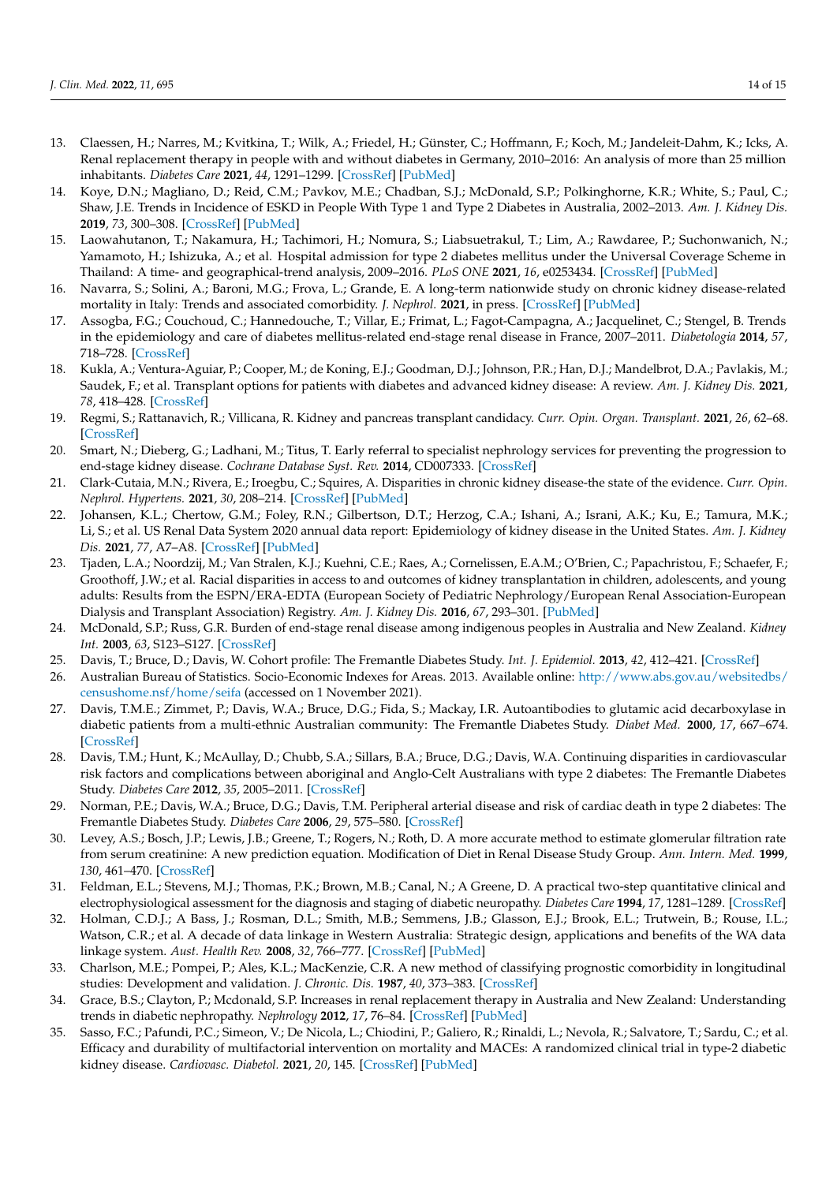13. Claessen, H.; Narres, M.; Kvitkina, T.; Wilk, A.; Friedel, H.; Günster, C.; Hoffmann, F.; Koch, M.; Jandeleit-Dahm, K.; Icks, A. Renal replacement therapy in people with and without diabetes in Germany, 2010–2016: An analysis of more than 25 million inhabitants. *Diabetes Care* **2021**, *44*, 1291–1299. [CrossRef] [PubMed]
14. Koye, D.N.; Magliano, D.; Reid, C.M.; Pavkov, M.E.; Chadban, S.J.; McDonald, S.P.; Polkinghorne, K.R.; White, S.; Paul, C.; Shaw, J.E. Trends in Incidence of ESKD in People With Type 1 and Type 2 Diabetes in Australia, 2002–2013. *Am. J. Kidney Dis.* **2019**, *73*, 300–308. [CrossRef] [PubMed]
15. Laowahutanon, T.; Nakamura, H.; Tachimori, H.; Nomura, S.; Liabsuetrakul, T.; Lim, A.; Rawdaree, P.; Suchonwanich, N.; Yamamoto, H.; Ishizuka, A.; et al. Hospital admission for type 2 diabetes mellitus under the Universal Coverage Scheme in Thailand: A time- and geographical-trend analysis, 2009–2016. *PLoS ONE* **2021**, *16*, e0253434. [CrossRef] [PubMed]
16. Navarra, S.; Solini, A.; Baroni, M.G.; Frova, L.; Grande, E. A long-term nationwide study on chronic kidney disease-related mortality in Italy: Trends and associated comorbidity. *J. Nephrol.* **2021**, in press. [CrossRef] [PubMed]
17. Assogba, F.G.; Couchoud, C.; Hannedouche, T.; Villar, E.; Frimat, L.; Fagot-Campagna, A.; Jacquelinet, C.; Stengel, B. Trends in the epidemiology and care of diabetes mellitus-related end-stage renal disease in France, 2007–2011. *Diabetologia* **2014**, *57*, 718–728. [CrossRef]
18. Kukla, A.; Ventura-Aguiar, P.; Cooper, M.; de Koning, E.J.; Goodman, D.J.; Johnson, P.R.; Han, D.J.; Mandelbrot, D.A.; Pavlakis, M.; Saudek, F.; et al. Transplant options for patients with diabetes and advanced kidney disease: A review. *Am. J. Kidney Dis.* **2021**, *78*, 418–428. [CrossRef]
19. Regmi, S.; Rattanavich, R.; Villicana, R. Kidney and pancreas transplant candidacy. *Curr. Opin. Organ. Transplant.* **2021**, *26*, 62–68. [CrossRef]
20. Smart, N.; Dieberg, G.; Ladhani, M.; Titus, T. Early referral to specialist nephrology services for preventing the progression to end-stage kidney disease. *Cochrane Database Syst. Rev.* **2014**, CD007333. [CrossRef]
21. Clark-Cutaia, M.N.; Rivera, E.; Iroegbu, C.; Squires, A. Disparities in chronic kidney disease-the state of the evidence. *Curr. Opin. Nephrol. Hypertens.* **2021**, *30*, 208–214. [CrossRef] [PubMed]
22. Johansen, K.L.; Chertow, G.M.; Foley, R.N.; Gilbertson, D.T.; Herzog, C.A.; Ishani, A.; Israni, A.K.; Ku, E.; Tamura, M.K.; Li, S.; et al. US Renal Data System 2020 annual data report: Epidemiology of kidney disease in the United States. *Am. J. Kidney Dis.* **2021**, *77*, A7–A8. [CrossRef] [PubMed]
23. Tjaden, L.A.; Noordzij, M.; Van Stralen, K.J.; Kuehni, C.E.; Raes, A.; Cornelissen, E.A.M.; O'Brien, C.; Papachristou, F.; Schaefer, F.; Groothoff, J.W.; et al. Racial disparities in access to and outcomes of kidney transplantation in children, adolescents, and young adults: Results from the ESPN/ERA-EDTA (European Society of Pediatric Nephrology/European Renal Association-European Dialysis and Transplant Association) Registry. *Am. J. Kidney Dis.* **2016**, *67*, 293–301. [PubMed]
24. McDonald, S.P.; Russ, G.R. Burden of end-stage renal disease among indigenous peoples in Australia and New Zealand. *Kidney Int.* **2003**, *63*, S123–S127. [CrossRef]
25. Davis, T.; Bruce, D.; Davis, W. Cohort profile: The Fremantle Diabetes Study. *Int. J. Epidemiol.* **2013**, *42*, 412–421. [CrossRef]
26. Australian Bureau of Statistics. Socio-Economic Indexes for Areas. 2013. Available online: http://www.abs.gov.au/websitedbs/censushome.nsf/home/seifa (accessed on 1 November 2021).
27. Davis, T.M.E.; Zimmet, P.; Davis, W.A.; Bruce, D.G.; Fida, S.; Mackay, I.R. Autoantibodies to glutamic acid decarboxylase in diabetic patients from a multi-ethnic Australian community: The Fremantle Diabetes Study. *Diabet Med.* **2000**, *17*, 667–674. [CrossRef]
28. Davis, T.M.; Hunt, K.; McAullay, D.; Chubb, S.A.; Sillars, B.A.; Bruce, D.G.; Davis, W.A. Continuing disparities in cardiovascular risk factors and complications between aboriginal and Anglo-Celt Australians with type 2 diabetes: The Fremantle Diabetes Study. *Diabetes Care* **2012**, *35*, 2005–2011. [CrossRef]
29. Norman, P.E.; Davis, W.A.; Bruce, D.G.; Davis, T.M. Peripheral arterial disease and risk of cardiac death in type 2 diabetes: The Fremantle Diabetes Study. *Diabetes Care* **2006**, *29*, 575–580. [CrossRef]
30. Levey, A.S.; Bosch, J.P.; Lewis, J.B.; Greene, T.; Rogers, N.; Roth, D. A more accurate method to estimate glomerular filtration rate from serum creatinine: A new prediction equation. Modification of Diet in Renal Disease Study Group. *Ann. Intern. Med.* **1999**, *130*, 461–470. [CrossRef]
31. Feldman, E.L.; Stevens, M.J.; Thomas, P.K.; Brown, M.B.; Canal, N.; A Greene, D. A practical two-step quantitative clinical and electrophysiological assessment for the diagnosis and staging of diabetic neuropathy. *Diabetes Care* **1994**, *17*, 1281–1289. [CrossRef]
32. Holman, C.D.J.; A Bass, J.; Rosman, D.L.; Smith, M.B.; Semmens, J.B.; Glasson, E.J.; Brook, E.L.; Trutwein, B.; Rouse, I.L.; Watson, C.R.; et al. A decade of data linkage in Western Australia: Strategic design, applications and benefits of the WA data linkage system. *Aust. Health Rev.* **2008**, *32*, 766–777. [CrossRef] [PubMed]
33. Charlson, M.E.; Pompei, P.; Ales, K.L.; MacKenzie, C.R. A new method of classifying prognostic comorbidity in longitudinal studies: Development and validation. *J. Chronic. Dis.* **1987**, *40*, 373–383. [CrossRef]
34. Grace, B.S.; Clayton, P.; Mcdonald, S.P. Increases in renal replacement therapy in Australia and New Zealand: Understanding trends in diabetic nephropathy. *Nephrology* **2012**, *17*, 76–84. [CrossRef] [PubMed]
35. Sasso, F.C.; Pafundi, P.C.; Simeon, V.; De Nicola, L.; Chiodini, P.; Galiero, R.; Rinaldi, L.; Nevola, R.; Salvatore, T.; Sardu, C.; et al. Efficacy and durability of multifactorial intervention on mortality and MACEs: A randomized clinical trial in type-2 diabetic kidney disease. *Cardiovasc. Diabetol.* **2021**, *20*, 145. [CrossRef] [PubMed]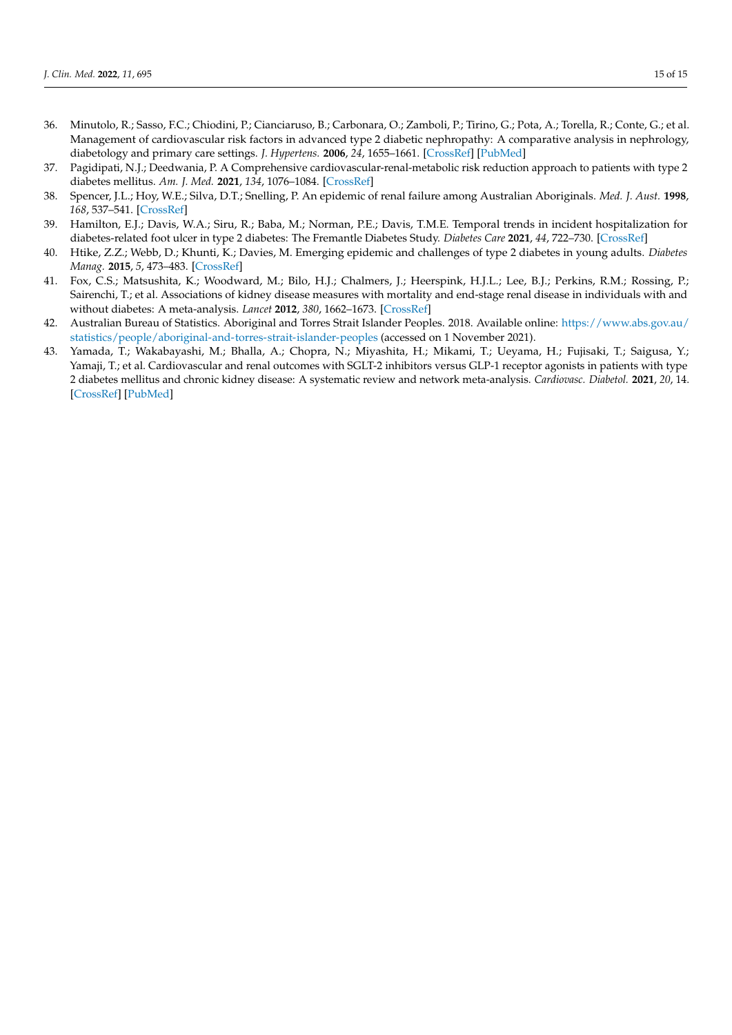36. Minutolo, R.; Sasso, F.C.; Chiodini, P.; Cianciaruso, B.; Carbonara, O.; Zamboli, P.; Tirino, G.; Pota, A.; Torella, R.; Conte, G.; et al. Management of cardiovascular risk factors in advanced type 2 diabetic nephropathy: A comparative analysis in nephrology, diabetology and primary care settings. *J. Hypertens.* **2006**, *24*, 1655–1661. [CrossRef] [PubMed]
37. Pagidipati, N.J.; Deedwania, P. A Comprehensive cardiovascular-renal-metabolic risk reduction approach to patients with type 2 diabetes mellitus. *Am. J. Med.* **2021**, *134*, 1076–1084. [CrossRef]
38. Spencer, J.L.; Hoy, W.E.; Silva, D.T.; Snelling, P. An epidemic of renal failure among Australian Aboriginals. *Med. J. Aust.* **1998**, *168*, 537–541. [CrossRef]
39. Hamilton, E.J.; Davis, W.A.; Siru, R.; Baba, M.; Norman, P.E.; Davis, T.M.E. Temporal trends in incident hospitalization for diabetes-related foot ulcer in type 2 diabetes: The Fremantle Diabetes Study. *Diabetes Care* **2021**, *44*, 722–730. [CrossRef]
40. Htike, Z.Z.; Webb, D.; Khunti, K.; Davies, M. Emerging epidemic and challenges of type 2 diabetes in young adults. *Diabetes Manag.* **2015**, *5*, 473–483. [CrossRef]
41. Fox, C.S.; Matsushita, K.; Woodward, M.; Bilo, H.J.; Chalmers, J.; Heerspink, H.J.L.; Lee, B.J.; Perkins, R.M.; Rossing, P.; Sairenchi, T.; et al. Associations of kidney disease measures with mortality and end-stage renal disease in individuals with and without diabetes: A meta-analysis. *Lancet* **2012**, *380*, 1662–1673. [CrossRef]
42. Australian Bureau of Statistics. Aboriginal and Torres Strait Islander Peoples. 2018. Available online: https://www.abs.gov.au/statistics/people/aboriginal-and-torres-strait-islander-peoples (accessed on 1 November 2021).
43. Yamada, T.; Wakabayashi, M.; Bhalla, A.; Chopra, N.; Miyashita, H.; Mikami, T.; Ueyama, H.; Fujisaki, T.; Saigusa, Y.; Yamaji, T.; et al. Cardiovascular and renal outcomes with SGLT-2 inhibitors versus GLP-1 receptor agonists in patients with type 2 diabetes mellitus and chronic kidney disease: A systematic review and network meta-analysis. *Cardiovasc. Diabetol.* **2021**, *20*, 14. [CrossRef] [PubMed]